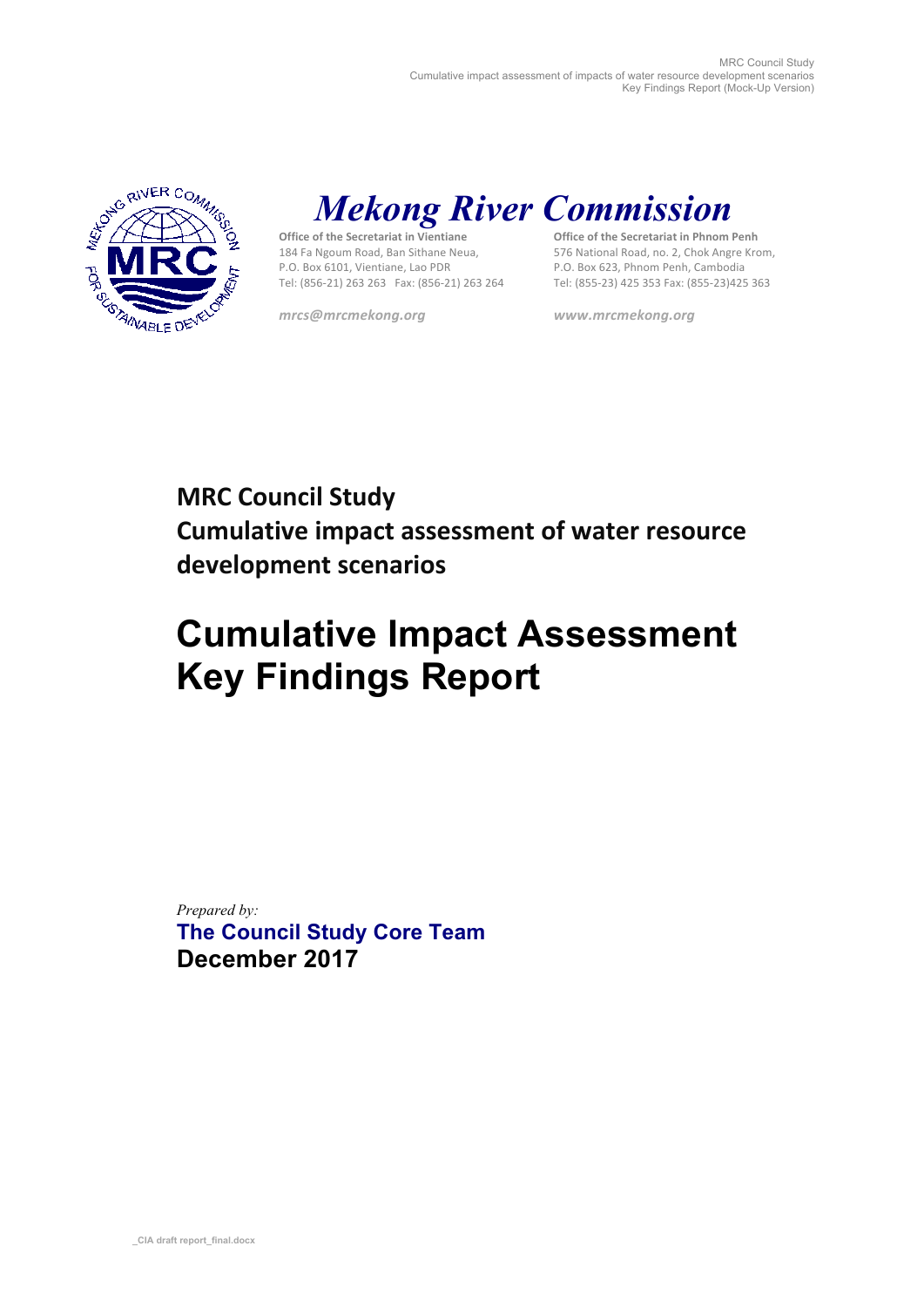# *Mekong River Commission*

**Office of the Secretariat in Vientiane**
184 Fa Ngoum Road, Ban Sithane Neua,
P.O. Box 6101, Vientiane, Lao PDR
Tel: (856-21) 263 263   Fax: (856-21) 263 264

*mrcs@mrcmekong.org*

**Office of the Secretariat in Phnom Penh**
576 National Road, no. 2, Chok Angre Krom,
P.O. Box 623, Phnom Penh, Cambodia
Tel: (855-23) 425 353 Fax: (855-23)425 363

*www.mrcmekong.org*

**MRC Council Study**
**Cumulative impact assessment of water resource development scenarios**

# Cumulative Impact Assessment Key Findings Report

*Prepared by:*
**The Council Study Core Team**
**December 2017**

_CIA draft report_final.docx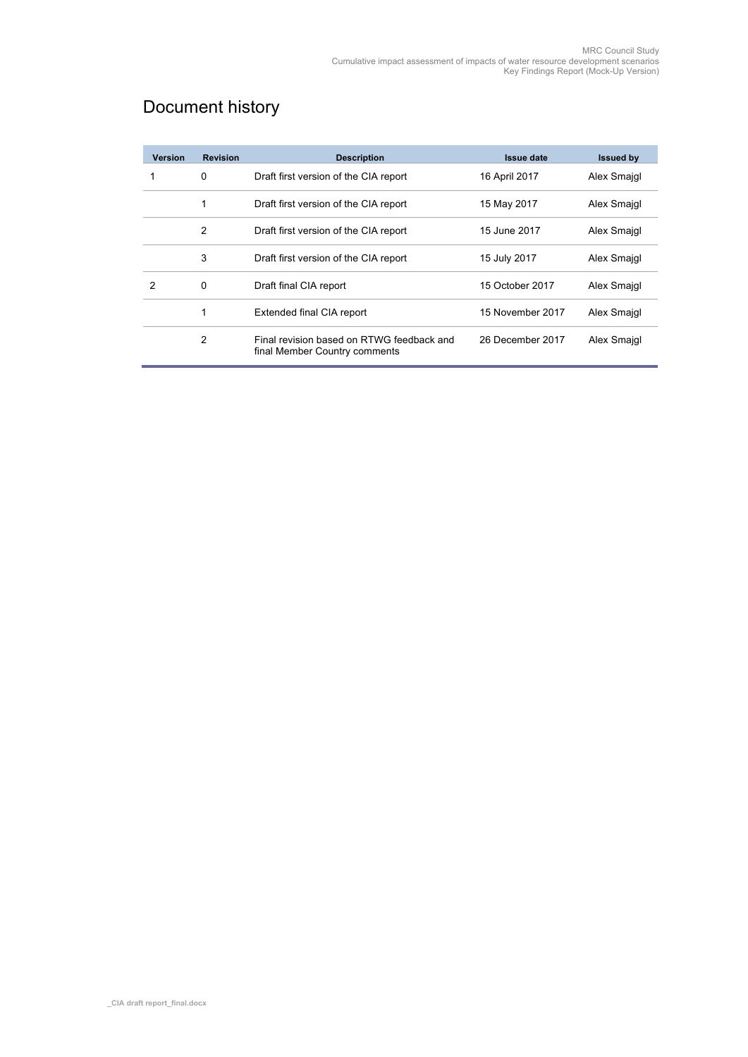# Document history

| Version | Revision | Description | Issue date | Issued by |
|---|---|---|---|---|
| 1 | 0 | Draft first version of the CIA report | 16 April 2017 | Alex Smajgl |
| | 1 | Draft first version of the CIA report | 15 May 2017 | Alex Smajgl |
| | 2 | Draft first version of the CIA report | 15 June 2017 | Alex Smajgl |
| | 3 | Draft first version of the CIA report | 15 July 2017 | Alex Smajgl |
| 2 | 0 | Draft final CIA report | 15 October 2017 | Alex Smajgl |
| | 1 | Extended final CIA report | 15 November 2017 | Alex Smajgl |
| | 2 | Final revision based on RTWG feedback and final Member Country comments | 26 December 2017 | Alex Smajgl |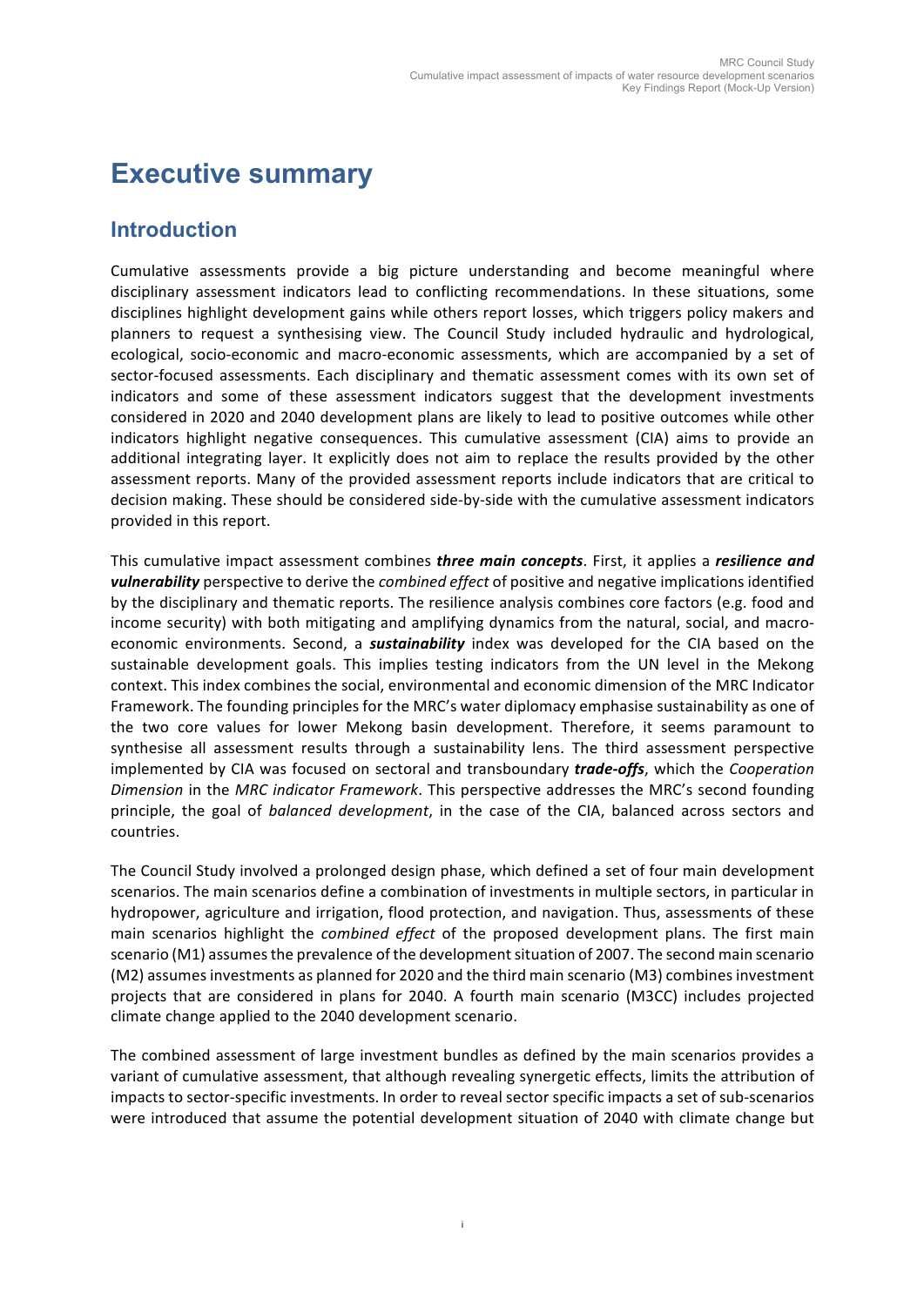# Executive summary

## Introduction

Cumulative assessments provide a big picture understanding and become meaningful where disciplinary assessment indicators lead to conflicting recommendations. In these situations, some disciplines highlight development gains while others report losses, which triggers policy makers and planners to request a synthesising view. The Council Study included hydraulic and hydrological, ecological, socio-economic and macro-economic assessments, which are accompanied by a set of sector-focused assessments. Each disciplinary and thematic assessment comes with its own set of indicators and some of these assessment indicators suggest that the development investments considered in 2020 and 2040 development plans are likely to lead to positive outcomes while other indicators highlight negative consequences. This cumulative assessment (CIA) aims to provide an additional integrating layer. It explicitly does not aim to replace the results provided by the other assessment reports. Many of the provided assessment reports include indicators that are critical to decision making. These should be considered side-by-side with the cumulative assessment indicators provided in this report.

This cumulative impact assessment combines ***three main concepts***. First, it applies a ***resilience and vulnerability*** perspective to derive the *combined effect* of positive and negative implications identified by the disciplinary and thematic reports. The resilience analysis combines core factors (e.g. food and income security) with both mitigating and amplifying dynamics from the natural, social, and macro-economic environments. Second, a ***sustainability*** index was developed for the CIA based on the sustainable development goals. This implies testing indicators from the UN level in the Mekong context. This index combines the social, environmental and economic dimension of the MRC Indicator Framework. The founding principles for the MRC's water diplomacy emphasise sustainability as one of the two core values for lower Mekong basin development. Therefore, it seems paramount to synthesise all assessment results through a sustainability lens. The third assessment perspective implemented by CIA was focused on sectoral and transboundary ***trade-offs***, which the *Cooperation Dimension* in the *MRC indicator Framework*. This perspective addresses the MRC's second founding principle, the goal of *balanced development*, in the case of the CIA, balanced across sectors and countries.

The Council Study involved a prolonged design phase, which defined a set of four main development scenarios. The main scenarios define a combination of investments in multiple sectors, in particular in hydropower, agriculture and irrigation, flood protection, and navigation. Thus, assessments of these main scenarios highlight the *combined effect* of the proposed development plans. The first main scenario (M1) assumes the prevalence of the development situation of 2007. The second main scenario (M2) assumes investments as planned for 2020 and the third main scenario (M3) combines investment projects that are considered in plans for 2040. A fourth main scenario (M3CC) includes projected climate change applied to the 2040 development scenario.

The combined assessment of large investment bundles as defined by the main scenarios provides a variant of cumulative assessment, that although revealing synergetic effects, limits the attribution of impacts to sector-specific investments. In order to reveal sector specific impacts a set of sub-scenarios were introduced that assume the potential development situation of 2040 with climate change but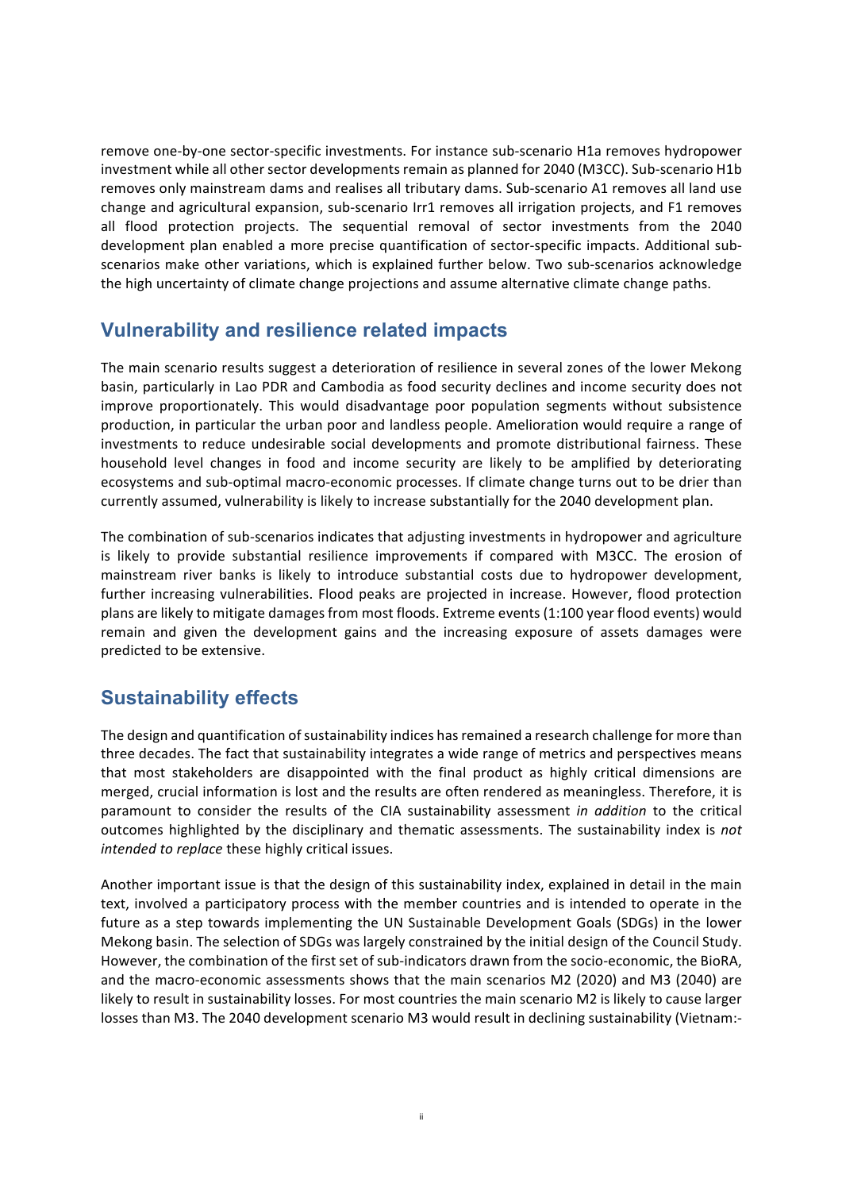remove one-by-one sector-specific investments. For instance sub-scenario H1a removes hydropower investment while all other sector developments remain as planned for 2040 (M3CC). Sub-scenario H1b removes only mainstream dams and realises all tributary dams. Sub-scenario A1 removes all land use change and agricultural expansion, sub-scenario Irr1 removes all irrigation projects, and F1 removes all flood protection projects. The sequential removal of sector investments from the 2040 development plan enabled a more precise quantification of sector-specific impacts. Additional sub-scenarios make other variations, which is explained further below. Two sub-scenarios acknowledge the high uncertainty of climate change projections and assume alternative climate change paths.

## Vulnerability and resilience related impacts

The main scenario results suggest a deterioration of resilience in several zones of the lower Mekong basin, particularly in Lao PDR and Cambodia as food security declines and income security does not improve proportionately. This would disadvantage poor population segments without subsistence production, in particular the urban poor and landless people. Amelioration would require a range of investments to reduce undesirable social developments and promote distributional fairness. These household level changes in food and income security are likely to be amplified by deteriorating ecosystems and sub-optimal macro-economic processes. If climate change turns out to be drier than currently assumed, vulnerability is likely to increase substantially for the 2040 development plan.

The combination of sub-scenarios indicates that adjusting investments in hydropower and agriculture is likely to provide substantial resilience improvements if compared with M3CC. The erosion of mainstream river banks is likely to introduce substantial costs due to hydropower development, further increasing vulnerabilities. Flood peaks are projected in increase. However, flood protection plans are likely to mitigate damages from most floods. Extreme events (1:100 year flood events) would remain and given the development gains and the increasing exposure of assets damages were predicted to be extensive.

## Sustainability effects

The design and quantification of sustainability indices has remained a research challenge for more than three decades. The fact that sustainability integrates a wide range of metrics and perspectives means that most stakeholders are disappointed with the final product as highly critical dimensions are merged, crucial information is lost and the results are often rendered as meaningless. Therefore, it is paramount to consider the results of the CIA sustainability assessment *in addition* to the critical outcomes highlighted by the disciplinary and thematic assessments. The sustainability index is *not intended to replace* these highly critical issues.

Another important issue is that the design of this sustainability index, explained in detail in the main text, involved a participatory process with the member countries and is intended to operate in the future as a step towards implementing the UN Sustainable Development Goals (SDGs) in the lower Mekong basin. The selection of SDGs was largely constrained by the initial design of the Council Study. However, the combination of the first set of sub-indicators drawn from the socio-economic, the BioRA, and the macro-economic assessments shows that the main scenarios M2 (2020) and M3 (2040) are likely to result in sustainability losses. For most countries the main scenario M2 is likely to cause larger losses than M3. The 2040 development scenario M3 would result in declining sustainability (Vietnam:-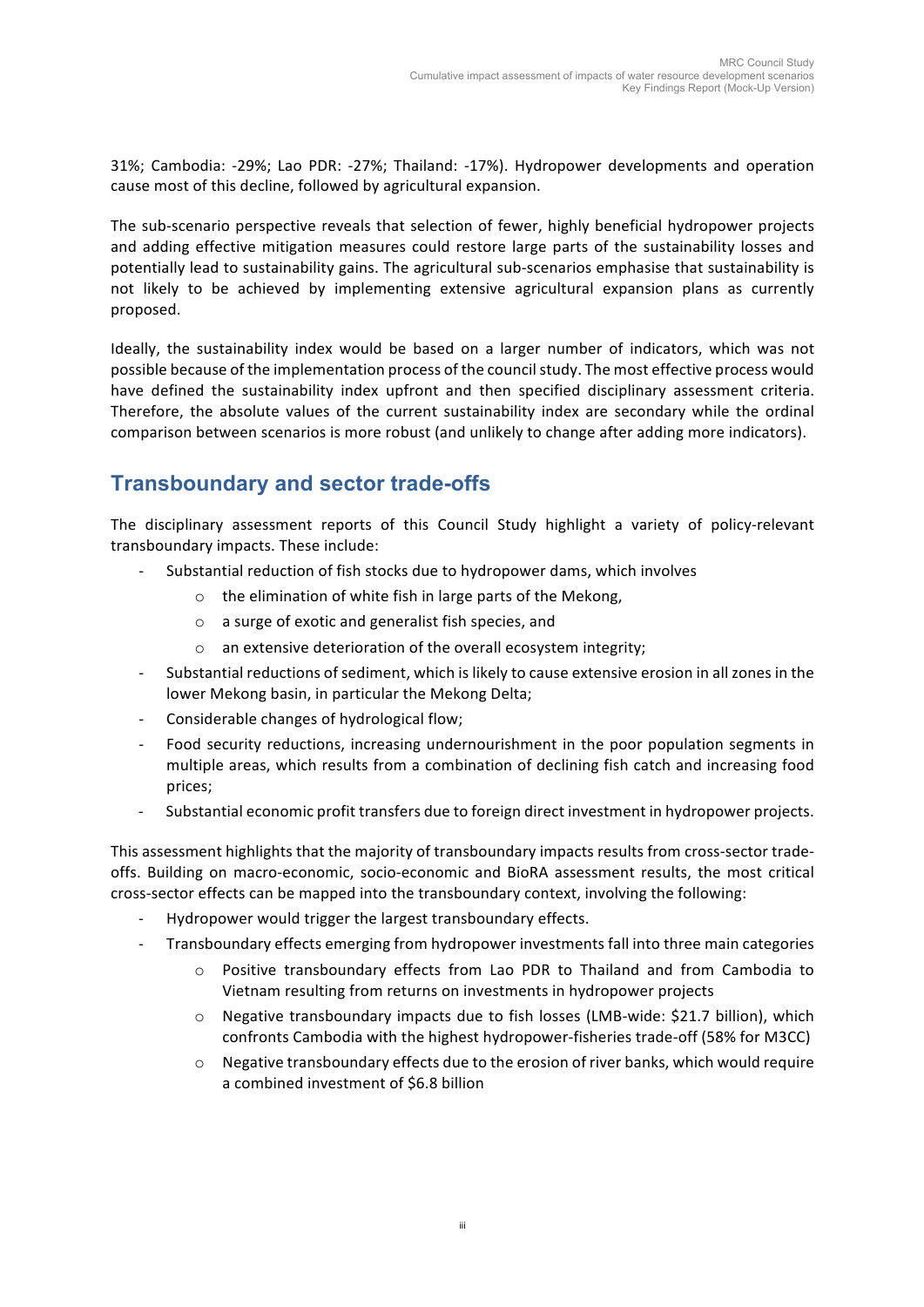31%; Cambodia: -29%; Lao PDR: -27%; Thailand: -17%). Hydropower developments and operation cause most of this decline, followed by agricultural expansion.

The sub-scenario perspective reveals that selection of fewer, highly beneficial hydropower projects and adding effective mitigation measures could restore large parts of the sustainability losses and potentially lead to sustainability gains. The agricultural sub-scenarios emphasise that sustainability is not likely to be achieved by implementing extensive agricultural expansion plans as currently proposed.

Ideally, the sustainability index would be based on a larger number of indicators, which was not possible because of the implementation process of the council study. The most effective process would have defined the sustainability index upfront and then specified disciplinary assessment criteria. Therefore, the absolute values of the current sustainability index are secondary while the ordinal comparison between scenarios is more robust (and unlikely to change after adding more indicators).

## Transboundary and sector trade-offs

The disciplinary assessment reports of this Council Study highlight a variety of policy-relevant transboundary impacts. These include:

- Substantial reduction of fish stocks due to hydropower dams, which involves
  - the elimination of white fish in large parts of the Mekong,
  - a surge of exotic and generalist fish species, and
  - an extensive deterioration of the overall ecosystem integrity;
- Substantial reductions of sediment, which is likely to cause extensive erosion in all zones in the lower Mekong basin, in particular the Mekong Delta;
- Considerable changes of hydrological flow;
- Food security reductions, increasing undernourishment in the poor population segments in multiple areas, which results from a combination of declining fish catch and increasing food prices;
- Substantial economic profit transfers due to foreign direct investment in hydropower projects.

This assessment highlights that the majority of transboundary impacts results from cross-sector trade-offs. Building on macro-economic, socio-economic and BioRA assessment results, the most critical cross-sector effects can be mapped into the transboundary context, involving the following:

- Hydropower would trigger the largest transboundary effects.
- Transboundary effects emerging from hydropower investments fall into three main categories
  - Positive transboundary effects from Lao PDR to Thailand and from Cambodia to Vietnam resulting from returns on investments in hydropower projects
  - Negative transboundary impacts due to fish losses (LMB-wide: $21.7 billion), which confronts Cambodia with the highest hydropower-fisheries trade-off (58% for M3CC)
  - Negative transboundary effects due to the erosion of river banks, which would require a combined investment of $6.8 billion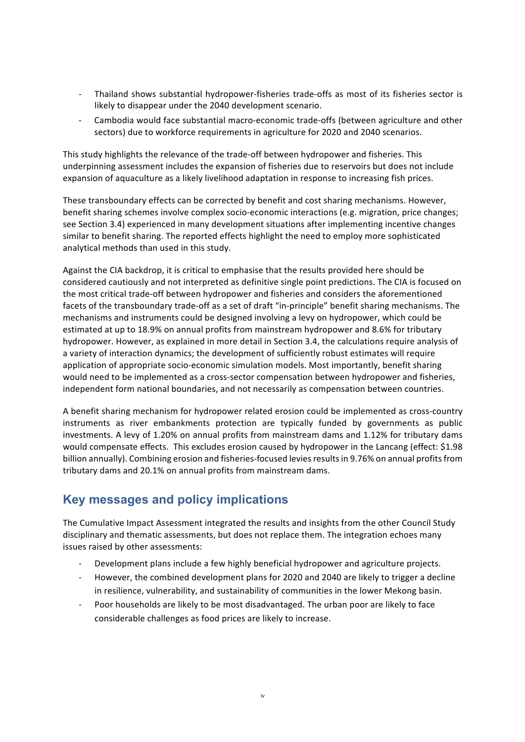- Thailand shows substantial hydropower-fisheries trade-offs as most of its fisheries sector is likely to disappear under the 2040 development scenario.
- Cambodia would face substantial macro-economic trade-offs (between agriculture and other sectors) due to workforce requirements in agriculture for 2020 and 2040 scenarios.

This study highlights the relevance of the trade-off between hydropower and fisheries. This underpinning assessment includes the expansion of fisheries due to reservoirs but does not include expansion of aquaculture as a likely livelihood adaptation in response to increasing fish prices.

These transboundary effects can be corrected by benefit and cost sharing mechanisms. However, benefit sharing schemes involve complex socio-economic interactions (e.g. migration, price changes; see Section 3.4) experienced in many development situations after implementing incentive changes similar to benefit sharing. The reported effects highlight the need to employ more sophisticated analytical methods than used in this study.

Against the CIA backdrop, it is critical to emphasise that the results provided here should be considered cautiously and not interpreted as definitive single point predictions. The CIA is focused on the most critical trade-off between hydropower and fisheries and considers the aforementioned facets of the transboundary trade-off as a set of draft "in-principle" benefit sharing mechanisms. The mechanisms and instruments could be designed involving a levy on hydropower, which could be estimated at up to 18.9% on annual profits from mainstream hydropower and 8.6% for tributary hydropower. However, as explained in more detail in Section 3.4, the calculations require analysis of a variety of interaction dynamics; the development of sufficiently robust estimates will require application of appropriate socio-economic simulation models. Most importantly, benefit sharing would need to be implemented as a cross-sector compensation between hydropower and fisheries, independent form national boundaries, and not necessarily as compensation between countries.

A benefit sharing mechanism for hydropower related erosion could be implemented as cross-country instruments as river embankments protection are typically funded by governments as public investments. A levy of 1.20% on annual profits from mainstream dams and 1.12% for tributary dams would compensate effects. This excludes erosion caused by hydropower in the Lancang (effect: $1.98 billion annually). Combining erosion and fisheries-focused levies results in 9.76% on annual profits from tributary dams and 20.1% on annual profits from mainstream dams.

## Key messages and policy implications

The Cumulative Impact Assessment integrated the results and insights from the other Council Study disciplinary and thematic assessments, but does not replace them. The integration echoes many issues raised by other assessments:

- Development plans include a few highly beneficial hydropower and agriculture projects.
- However, the combined development plans for 2020 and 2040 are likely to trigger a decline in resilience, vulnerability, and sustainability of communities in the lower Mekong basin.
- Poor households are likely to be most disadvantaged. The urban poor are likely to face considerable challenges as food prices are likely to increase.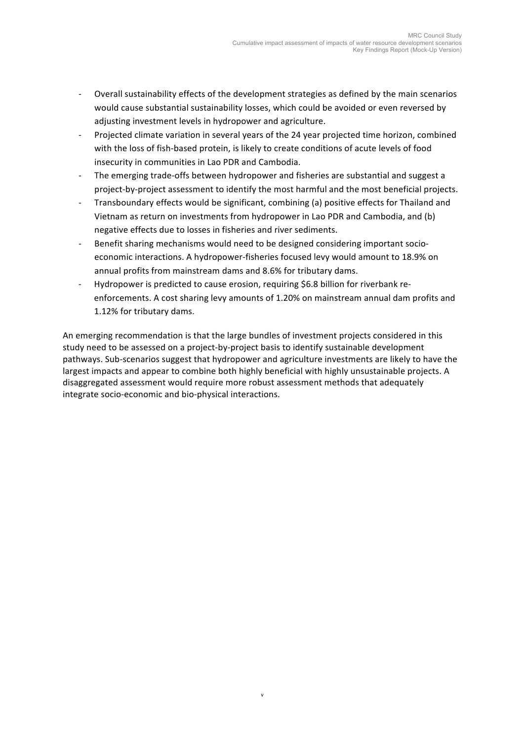- Overall sustainability effects of the development strategies as defined by the main scenarios would cause substantial sustainability losses, which could be avoided or even reversed by adjusting investment levels in hydropower and agriculture.
- Projected climate variation in several years of the 24 year projected time horizon, combined with the loss of fish-based protein, is likely to create conditions of acute levels of food insecurity in communities in Lao PDR and Cambodia.
- The emerging trade-offs between hydropower and fisheries are substantial and suggest a project-by-project assessment to identify the most harmful and the most beneficial projects.
- Transboundary effects would be significant, combining (a) positive effects for Thailand and Vietnam as return on investments from hydropower in Lao PDR and Cambodia, and (b) negative effects due to losses in fisheries and river sediments.
- Benefit sharing mechanisms would need to be designed considering important socio-economic interactions. A hydropower-fisheries focused levy would amount to 18.9% on annual profits from mainstream dams and 8.6% for tributary dams.
- Hydropower is predicted to cause erosion, requiring $6.8 billion for riverbank re-enforcements. A cost sharing levy amounts of 1.20% on mainstream annual dam profits and 1.12% for tributary dams.

An emerging recommendation is that the large bundles of investment projects considered in this study need to be assessed on a project-by-project basis to identify sustainable development pathways. Sub-scenarios suggest that hydropower and agriculture investments are likely to have the largest impacts and appear to combine both highly beneficial with highly unsustainable projects. A disaggregated assessment would require more robust assessment methods that adequately integrate socio-economic and bio-physical interactions.